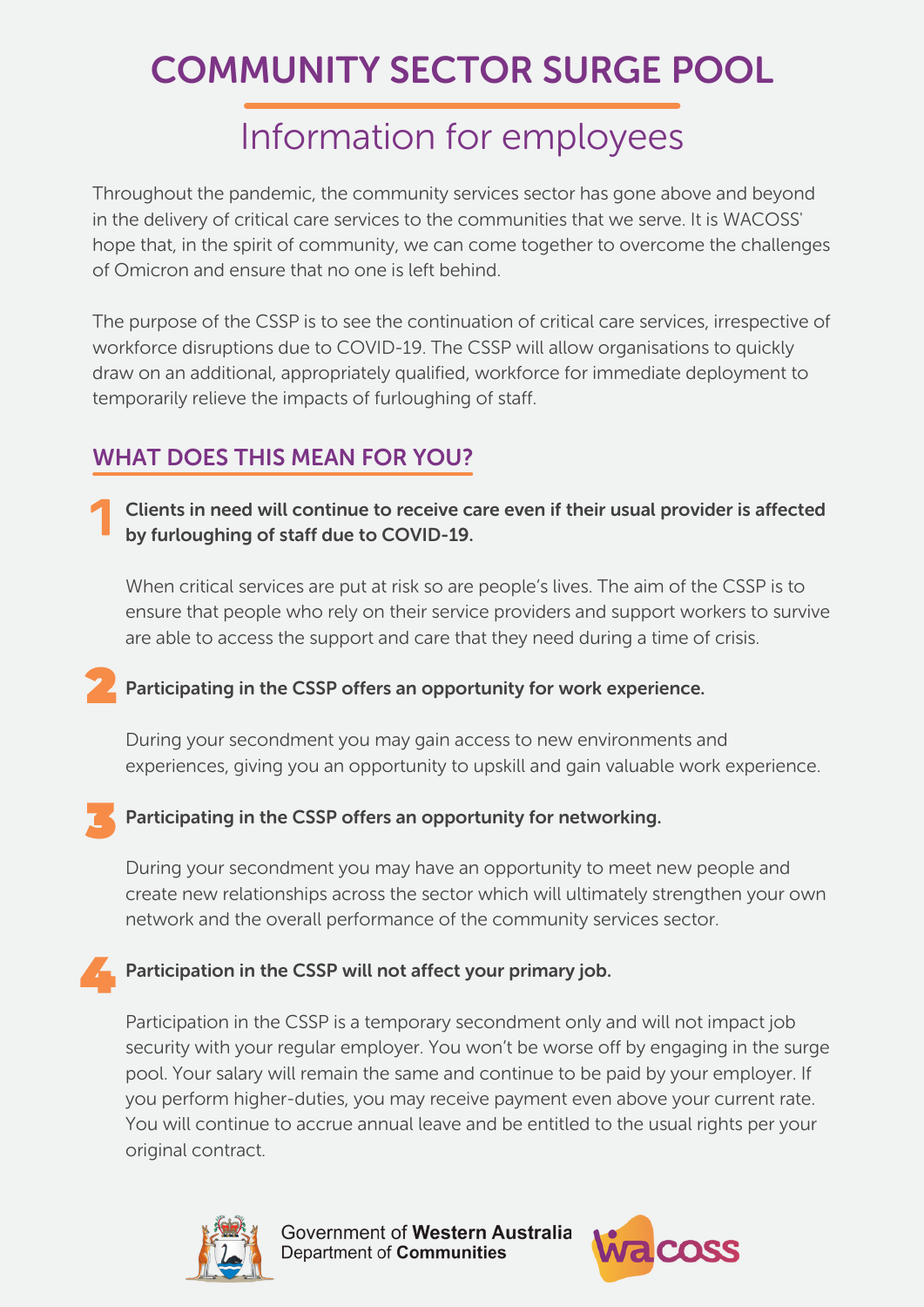# COMMUNITY SECTOR SURGE POOL

## Information for employees

Throughout the pandemic, the community services sector has gone above and beyond in the delivery of critical care services to the communities that we serve. It is WACOSS' hope that, in the spirit of community, we can come together to overcome the challenges of Omicron and ensure that no one is left behind.

The purpose of the CSSP is to see the continuation of critical care services, irrespective of workforce disruptions due to COVID-19. The CSSP will allow organisations to quickly draw on an additional, appropriately qualified, workforce for immediate deployment to temporarily relieve the impacts of furloughing of staff.

## WHAT DOES THIS MEAN FOR YOU?

1. **Clients in need will continue to receive care even if their usual provider is affected by furloughing of staff due to COVID-19.**

   When critical services are put at risk so are people's lives. The aim of the CSSP is to ensure that people who rely on their service providers and support workers to survive are able to access the support and care that they need during a time of crisis.

2. **Participating in the CSSP offers an opportunity for work experience.**

   During your secondment you may gain access to new environments and experiences, giving you an opportunity to upskill and gain valuable work experience.

3. **Participating in the CSSP offers an opportunity for networking.**

   During your secondment you may have an opportunity to meet new people and create new relationships across the sector which will ultimately strengthen your own network and the overall performance of the community services sector.

4. **Participation in the CSSP will not affect your primary job.**

   Participation in the CSSP is a temporary secondment only and will not impact job security with your regular employer. You won't be worse off by engaging in the surge pool. Your salary will remain the same and continue to be paid by your employer. If you perform higher-duties, you may receive payment even above your current rate. You will continue to accrue annual leave and be entitled to the usual rights per your original contract.

Government of **Western Australia**
Department of **Communities**

wacoss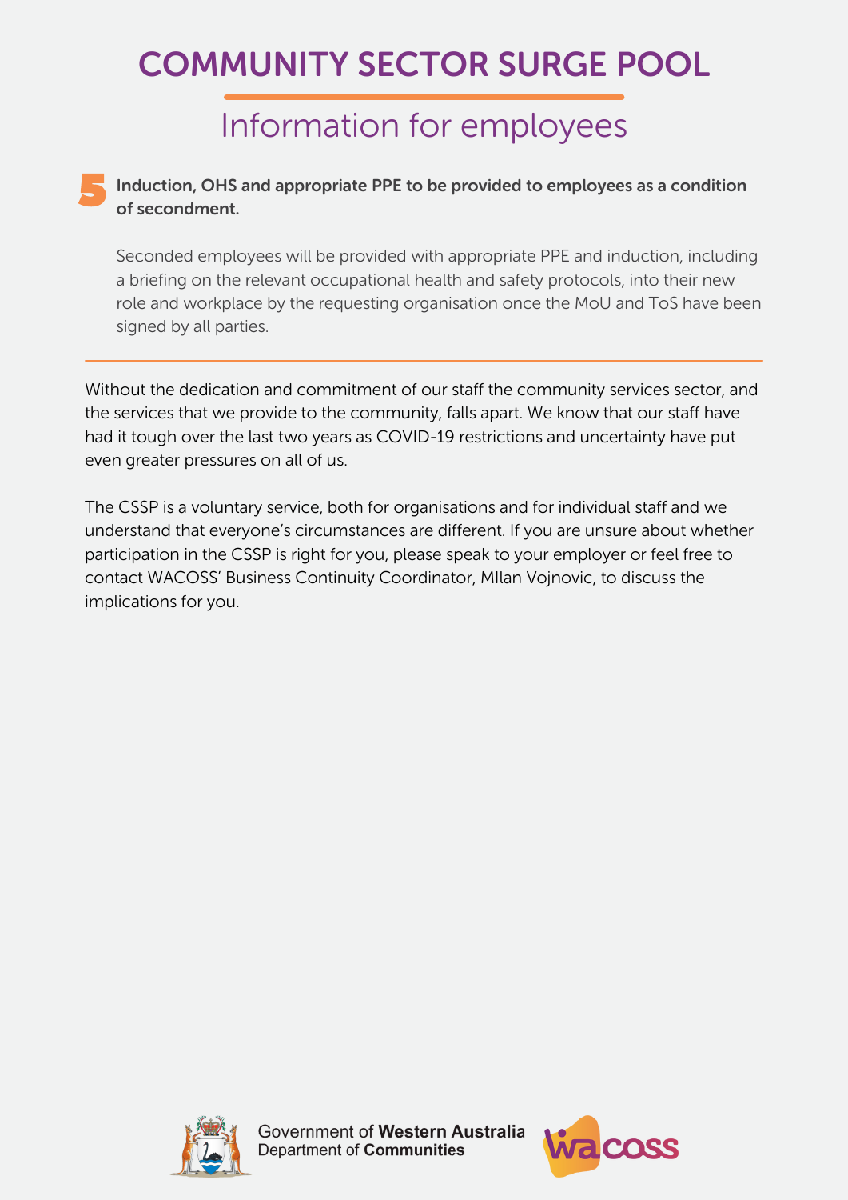# COMMUNITY SECTOR SURGE POOL

## Information for employees

**5** **Induction, OHS and appropriate PPE to be provided to employees as a condition of secondment.**

Seconded employees will be provided with appropriate PPE and induction, including a briefing on the relevant occupational health and safety protocols, into their new role and workplace by the requesting organisation once the MoU and ToS have been signed by all parties.

---

Without the dedication and commitment of our staff the community services sector, and the services that we provide to the community, falls apart. We know that our staff have had it tough over the last two years as COVID-19 restrictions and uncertainty have put even greater pressures on all of us.

The CSSP is a voluntary service, both for organisations and for individual staff and we understand that everyone's circumstances are different. If you are unsure about whether participation in the CSSP is right for you, please speak to your employer or feel free to contact WACOSS' Business Continuity Coordinator, MIlan Vojnovic, to discuss the implications for you.

Government of **Western Australia**
Department of **Communities**

wacoss